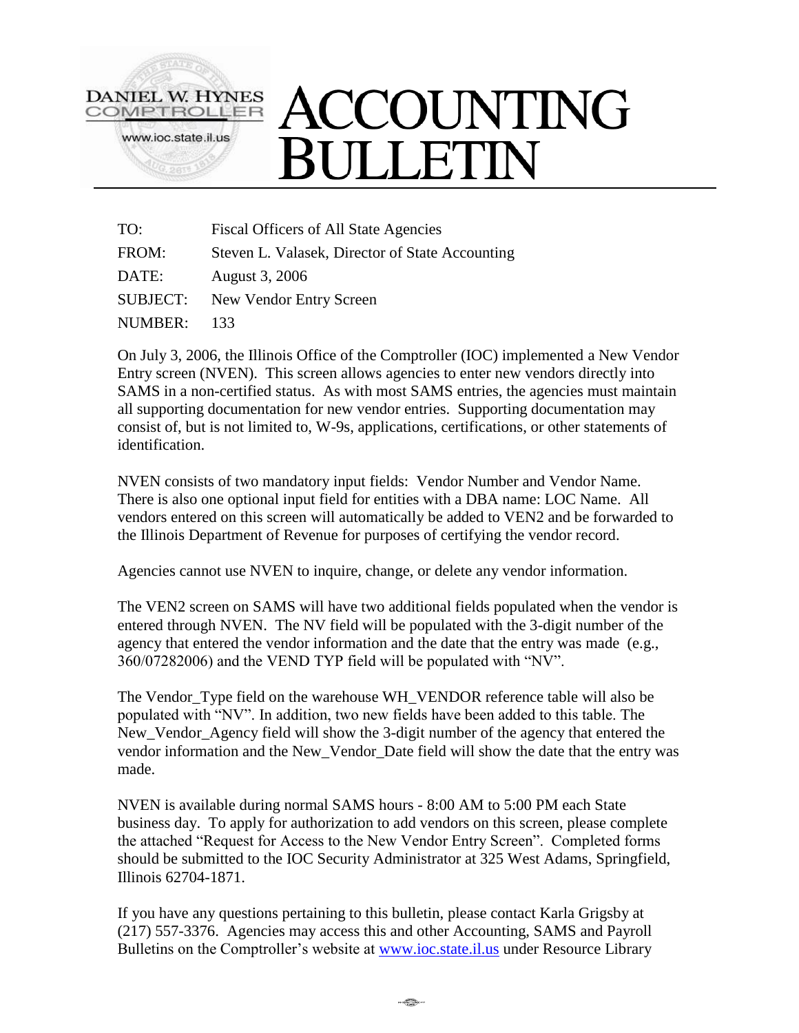DANIEL W. HYNES
COMPTROLLER
www.ioc.state.il.us

# ACCOUNTING BULLETIN

TO: Fiscal Officers of All State Agencies

FROM: Steven L. Valasek, Director of State Accounting

DATE: August 3, 2006

SUBJECT: New Vendor Entry Screen

NUMBER: 133

On July 3, 2006, the Illinois Office of the Comptroller (IOC) implemented a New Vendor Entry screen (NVEN). This screen allows agencies to enter new vendors directly into SAMS in a non-certified status. As with most SAMS entries, the agencies must maintain all supporting documentation for new vendor entries. Supporting documentation may consist of, but is not limited to, W-9s, applications, certifications, or other statements of identification.

NVEN consists of two mandatory input fields: Vendor Number and Vendor Name. There is also one optional input field for entities with a DBA name: LOC Name. All vendors entered on this screen will automatically be added to VEN2 and be forwarded to the Illinois Department of Revenue for purposes of certifying the vendor record.

Agencies cannot use NVEN to inquire, change, or delete any vendor information.

The VEN2 screen on SAMS will have two additional fields populated when the vendor is entered through NVEN. The NV field will be populated with the 3-digit number of the agency that entered the vendor information and the date that the entry was made (e.g., 360/07282006) and the VEND TYP field will be populated with "NV".

The Vendor_Type field on the warehouse WH_VENDOR reference table will also be populated with "NV". In addition, two new fields have been added to this table. The New_Vendor_Agency field will show the 3-digit number of the agency that entered the vendor information and the New_Vendor_Date field will show the date that the entry was made.

NVEN is available during normal SAMS hours - 8:00 AM to 5:00 PM each State business day. To apply for authorization to add vendors on this screen, please complete the attached "Request for Access to the New Vendor Entry Screen". Completed forms should be submitted to the IOC Security Administrator at 325 West Adams, Springfield, Illinois 62704-1871.

If you have any questions pertaining to this bulletin, please contact Karla Grigsby at (217) 557-3376. Agencies may access this and other Accounting, SAMS and Payroll Bulletins on the Comptroller's website at [www.ioc.state.il.us](http://www.ioc.state.il.us) under Resource Library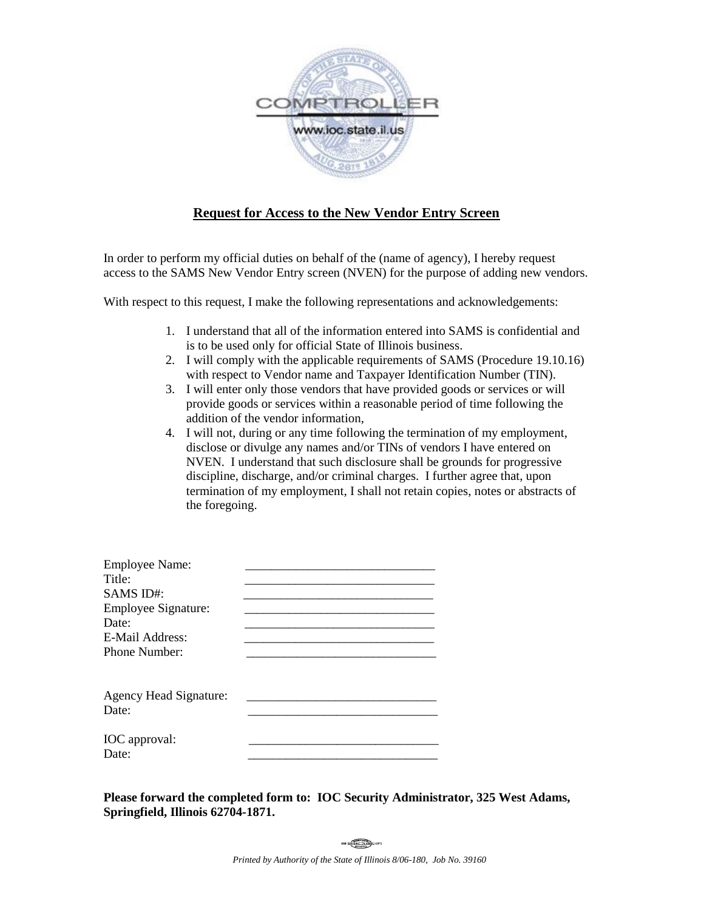COMPTROLLER

www.ioc.state.il.us

## Request for Access to the New Vendor Entry Screen

In order to perform my official duties on behalf of the (name of agency), I hereby request access to the SAMS New Vendor Entry screen (NVEN) for the purpose of adding new vendors.

With respect to this request, I make the following representations and acknowledgements:

1. I understand that all of the information entered into SAMS is confidential and is to be used only for official State of Illinois business.
2. I will comply with the applicable requirements of SAMS (Procedure 19.10.16) with respect to Vendor name and Taxpayer Identification Number (TIN).
3. I will enter only those vendors that have provided goods or services or will provide goods or services within a reasonable period of time following the addition of the vendor information,
4. I will not, during or any time following the termination of my employment, disclose or divulge any names and/or TINs of vendors I have entered on NVEN. I understand that such disclosure shall be grounds for progressive discipline, discharge, and/or criminal charges. I further agree that, upon termination of my employment, I shall not retain copies, notes or abstracts of the foregoing.

Employee Name: ______________________________
Title: ______________________________
SAMS ID#: ______________________________
Employee Signature: ______________________________
Date: ______________________________
E-Mail Address: ______________________________
Phone Number: ______________________________

Agency Head Signature: ______________________________
Date: ______________________________

IOC approval: ______________________________
Date: ______________________________

**Please forward the completed form to: IOC Security Administrator, 325 West Adams, Springfield, Illinois 62704-1871.**

*Printed by Authority of the State of Illinois 8/06-180, Job No. 39160*